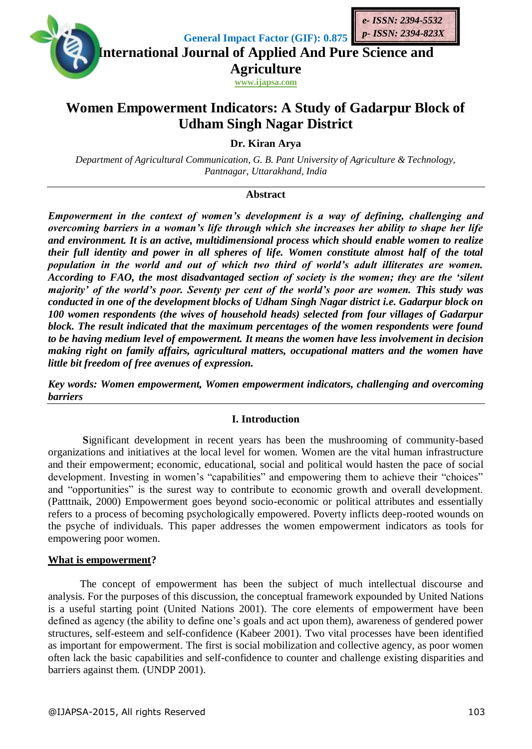General Impact Factor (GIF): 0.875

*e- ISSN: 2394-5532*
*p- ISSN: 2394-823X*

**International Journal of Applied And Pure Science and Agriculture**

www.ijapsa.com

# Women Empowerment Indicators: A Study of Gadarpur Block of Udham Singh Nagar District

**Dr. Kiran Arya**

*Department of Agricultural Communication, G. B. Pant University of Agriculture & Technology, Pantnagar, Uttarakhand, India*

## Abstract

***Empowerment in the context of women's development is a way of defining, challenging and overcoming barriers in a woman's life through which she increases her ability to shape her life and environment. It is an active, multidimensional process which should enable women to realize their full identity and power in all spheres of life. Women constitute almost half of the total population in the world and out of which two third of world's adult illiterates are women. According to FAO, the most disadvantaged section of society is the women; they are the 'silent majority' of the world's poor. Seventy per cent of the world's poor are women. This study was conducted in one of the development blocks of Udham Singh Nagar district i.e. Gadarpur block on 100 women respondents (the wives of household heads) selected from four villages of Gadarpur block. The result indicated that the maximum percentages of the women respondents were found to be having medium level of empowerment. It means the women have less involvement in decision making right on family affairs, agricultural matters, occupational matters and the women have little bit freedom of free avenues of expression.***

***Key words: Women empowerment, Women empowerment indicators, challenging and overcoming barriers***

## I. Introduction

**S**ignificant development in recent years has been the mushrooming of community-based organizations and initiatives at the local level for women. Women are the vital human infrastructure and their empowerment; economic, educational, social and political would hasten the pace of social development. Investing in women's "capabilities" and empowering them to achieve their "choices" and "opportunities" is the surest way to contribute to economic growth and overall development. (Patttnaik, 2000) Empowerment goes beyond socio-economic or political attributes and essentially refers to a process of becoming psychologically empowered. Poverty inflicts deep-rooted wounds on the psyche of individuals. This paper addresses the women empowerment indicators as tools for empowering poor women.

### What is empowerment?

The concept of empowerment has been the subject of much intellectual discourse and analysis. For the purposes of this discussion, the conceptual framework expounded by United Nations is a useful starting point (United Nations 2001). The core elements of empowerment have been defined as agency (the ability to define one's goals and act upon them), awareness of gendered power structures, self-esteem and self-confidence (Kabeer 2001). Two vital processes have been identified as important for empowerment. The first is social mobilization and collective agency, as poor women often lack the basic capabilities and self-confidence to counter and challenge existing disparities and barriers against them. (UNDP 2001).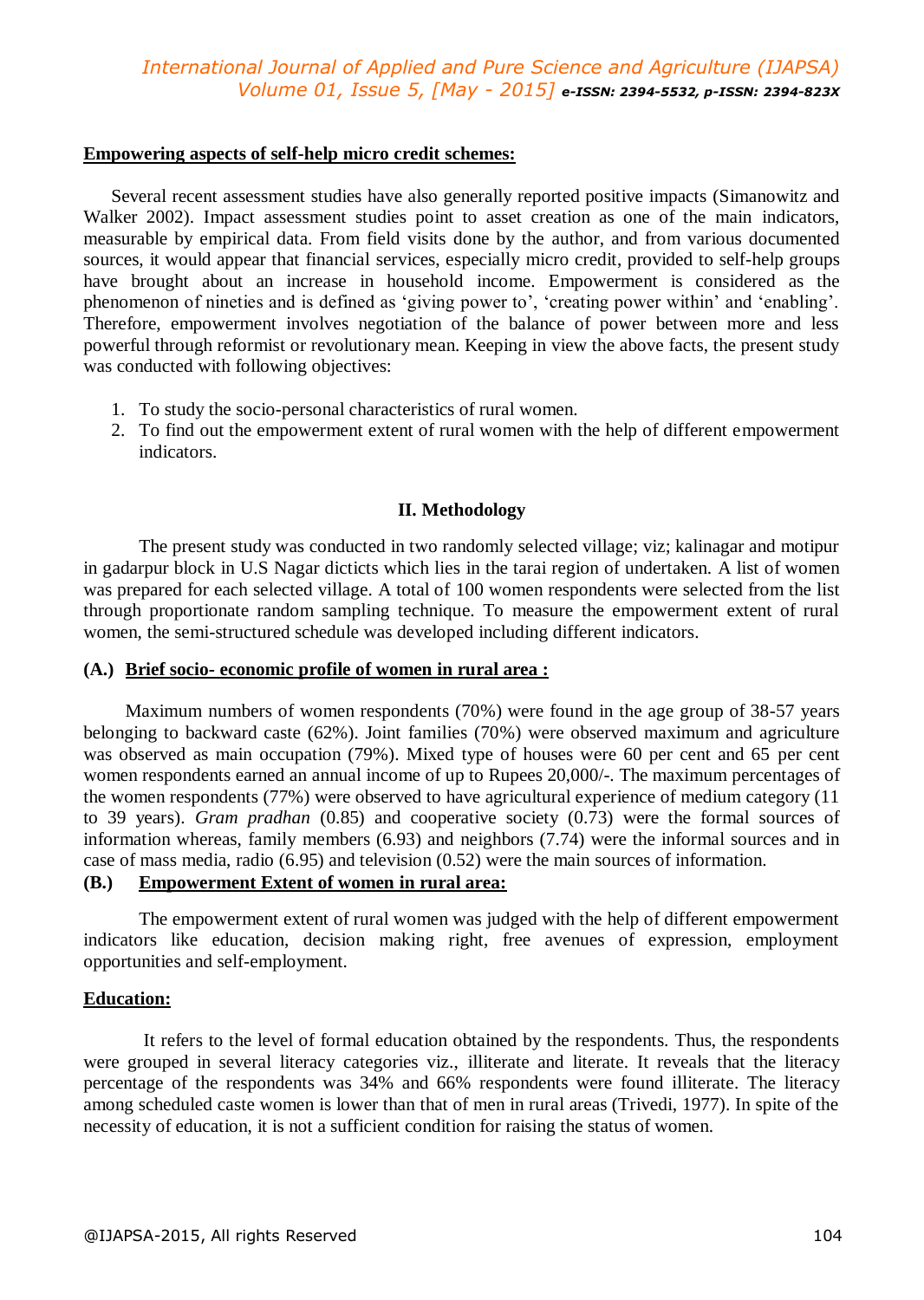**Empowering aspects of self-help micro credit schemes:**

Several recent assessment studies have also generally reported positive impacts (Simanowitz and Walker 2002). Impact assessment studies point to asset creation as one of the main indicators, measurable by empirical data. From field visits done by the author, and from various documented sources, it would appear that financial services, especially micro credit, provided to self-help groups have brought about an increase in household income. Empowerment is considered as the phenomenon of nineties and is defined as 'giving power to', 'creating power within' and 'enabling'. Therefore, empowerment involves negotiation of the balance of power between more and less powerful through reformist or revolutionary mean. Keeping in view the above facts, the present study was conducted with following objectives:

1. To study the socio-personal characteristics of rural women.
2. To find out the empowerment extent of rural women with the help of different empowerment indicators.

## II. Methodology

The present study was conducted in two randomly selected village; viz; kalinagar and motipur in gadarpur block in U.S Nagar dicticts which lies in the tarai region of undertaken. A list of women was prepared for each selected village. A total of 100 women respondents were selected from the list through proportionate random sampling technique. To measure the empowerment extent of rural women, the semi-structured schedule was developed including different indicators.

**(A.) Brief socio- economic profile of women in rural area :**

Maximum numbers of women respondents (70%) were found in the age group of 38-57 years belonging to backward caste (62%). Joint families (70%) were observed maximum and agriculture was observed as main occupation (79%). Mixed type of houses were 60 per cent and 65 per cent women respondents earned an annual income of up to Rupees 20,000/-. The maximum percentages of the women respondents (77%) were observed to have agricultural experience of medium category (11 to 39 years). *Gram pradhan* (0.85) and cooperative society (0.73) were the formal sources of information whereas, family members (6.93) and neighbors (7.74) were the informal sources and in case of mass media, radio (6.95) and television (0.52) were the main sources of information.

**(B.) Empowerment Extent of women in rural area:**

The empowerment extent of rural women was judged with the help of different empowerment indicators like education, decision making right, free avenues of expression, employment opportunities and self-employment.

**Education:**

It refers to the level of formal education obtained by the respondents. Thus, the respondents were grouped in several literacy categories viz., illiterate and literate. It reveals that the literacy percentage of the respondents was 34% and 66% respondents were found illiterate. The literacy among scheduled caste women is lower than that of men in rural areas (Trivedi, 1977). In spite of the necessity of education, it is not a sufficient condition for raising the status of women.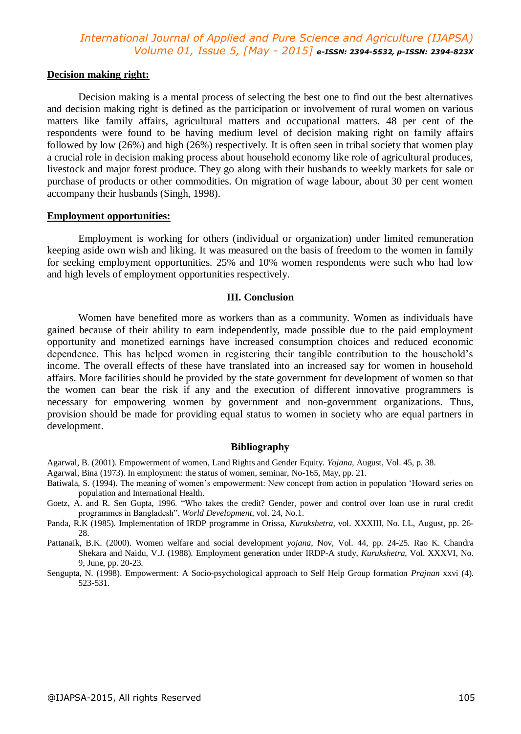**Decision making right:**

Decision making is a mental process of selecting the best one to find out the best alternatives and decision making right is defined as the participation or involvement of rural women on various matters like family affairs, agricultural matters and occupational matters. 48 per cent of the respondents were found to be having medium level of decision making right on family affairs followed by low (26%) and high (26%) respectively. It is often seen in tribal society that women play a crucial role in decision making process about household economy like role of agricultural produces, livestock and major forest produce. They go along with their husbands to weekly markets for sale or purchase of products or other commodities. On migration of wage labour, about 30 per cent women accompany their husbands (Singh, 1998).

**Employment opportunities:**

Employment is working for others (individual or organization) under limited remuneration keeping aside own wish and liking. It was measured on the basis of freedom to the women in family for seeking employment opportunities. 25% and 10% women respondents were such who had low and high levels of employment opportunities respectively.

## III. Conclusion

Women have benefited more as workers than as a community. Women as individuals have gained because of their ability to earn independently, made possible due to the paid employment opportunity and monetized earnings have increased consumption choices and reduced economic dependence. This has helped women in registering their tangible contribution to the household's income. The overall effects of these have translated into an increased say for women in household affairs. More facilities should be provided by the state government for development of women so that the women can bear the risk if any and the execution of different innovative programmers is necessary for empowering women by government and non-government organizations. Thus, provision should be made for providing equal status to women in society who are equal partners in development.

## Bibliography

Agarwal, B. (2001). Empowerment of women, Land Rights and Gender Equity. *Yojana*, August, Vol. 45, p. 38.

Agarwal, Bina (1973). In employment: the status of women, seminar, No-165, May, pp. 21.

Batiwala, S. (1994). The meaning of women's empowerment: New concept from action in population 'Howard series on population and International Health.

Goetz, A. and R. Sen Gupta, 1996. "Who takes the credit? Gender, power and control over loan use in rural credit programmes in Bangladesh", *World Development*, vol. 24, No.1.

Panda, R.K (1985). Implementation of IRDP programme in Orissa, *Kurukshetra*, vol. XXXIII, No. LL, August, pp. 26-28.

Pattanaik, B.K. (2000). Women welfare and social development *yojana*, Nov, Vol. 44, pp. 24-25. Rao K. Chandra Shekara and Naidu, V.J. (1988). Employment generation under IRDP-A study, *Kurukshetra*, Vol. XXXVI, No. 9, June, pp. 20-23.

Sengupta, N. (1998). Empowerment: A Socio-psychological approach to Self Help Group formation *Prajnan* xxvi (4). 523-531.